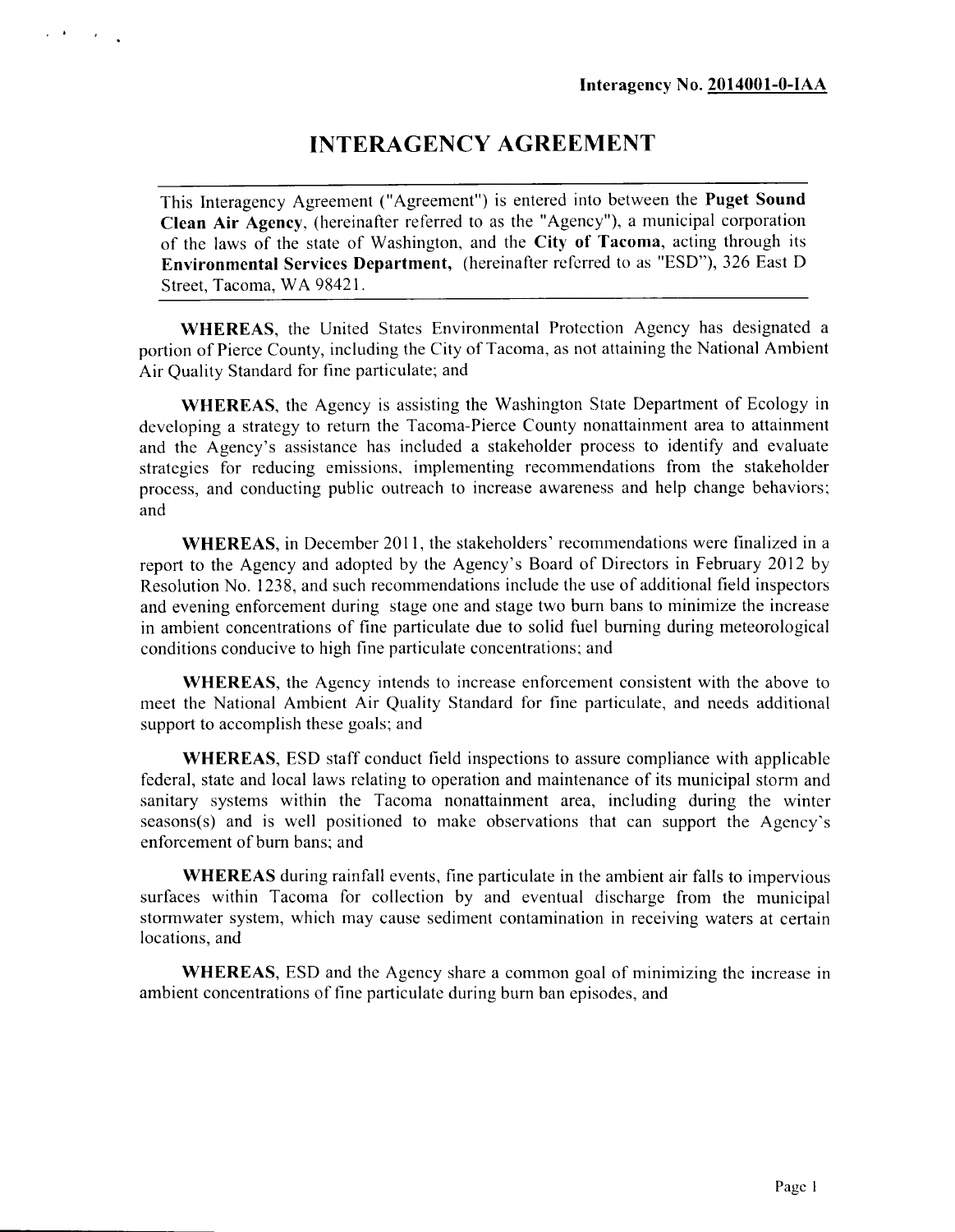**Interagency No. 2014001-0-IAA**

# INTERAGENCY AGREEMENT

This Interagency Agreement ("Agreement") is entered into between the **Puget Sound Clean Air Agency**, (hereinafter referred to as the "Agency"), a municipal corporation of the laws of the state of Washington, and the **City of Tacoma**, acting through its **Environmental Services Department,** (hereinafter referred to as "ESD"), 326 East D Street, Tacoma, WA 98421.

**WHEREAS**, the United States Environmental Protection Agency has designated a portion of Pierce County, including the City of Tacoma, as not attaining the National Ambient Air Quality Standard for fine particulate; and

**WHEREAS**, the Agency is assisting the Washington State Department of Ecology in developing a strategy to return the Tacoma-Pierce County nonattainment area to attainment and the Agency's assistance has included a stakeholder process to identify and evaluate strategies for reducing emissions, implementing recommendations from the stakeholder process, and conducting public outreach to increase awareness and help change behaviors; and

**WHEREAS**, in December 2011, the stakeholders' recommendations were finalized in a report to the Agency and adopted by the Agency's Board of Directors in February 2012 by Resolution No. 1238, and such recommendations include the use of additional field inspectors and evening enforcement during stage one and stage two burn bans to minimize the increase in ambient concentrations of fine particulate due to solid fuel burning during meteorological conditions conducive to high fine particulate concentrations; and

**WHEREAS**, the Agency intends to increase enforcement consistent with the above to meet the National Ambient Air Quality Standard for fine particulate, and needs additional support to accomplish these goals; and

**WHEREAS**, ESD staff conduct field inspections to assure compliance with applicable federal, state and local laws relating to operation and maintenance of its municipal storm and sanitary systems within the Tacoma nonattainment area, including during the winter seasons(s) and is well positioned to make observations that can support the Agency's enforcement of burn bans; and

**WHEREAS** during rainfall events, fine particulate in the ambient air falls to impervious surfaces within Tacoma for collection by and eventual discharge from the municipal stormwater system, which may cause sediment contamination in receiving waters at certain locations, and

**WHEREAS**, ESD and the Agency share a common goal of minimizing the increase in ambient concentrations of fine particulate during burn ban episodes, and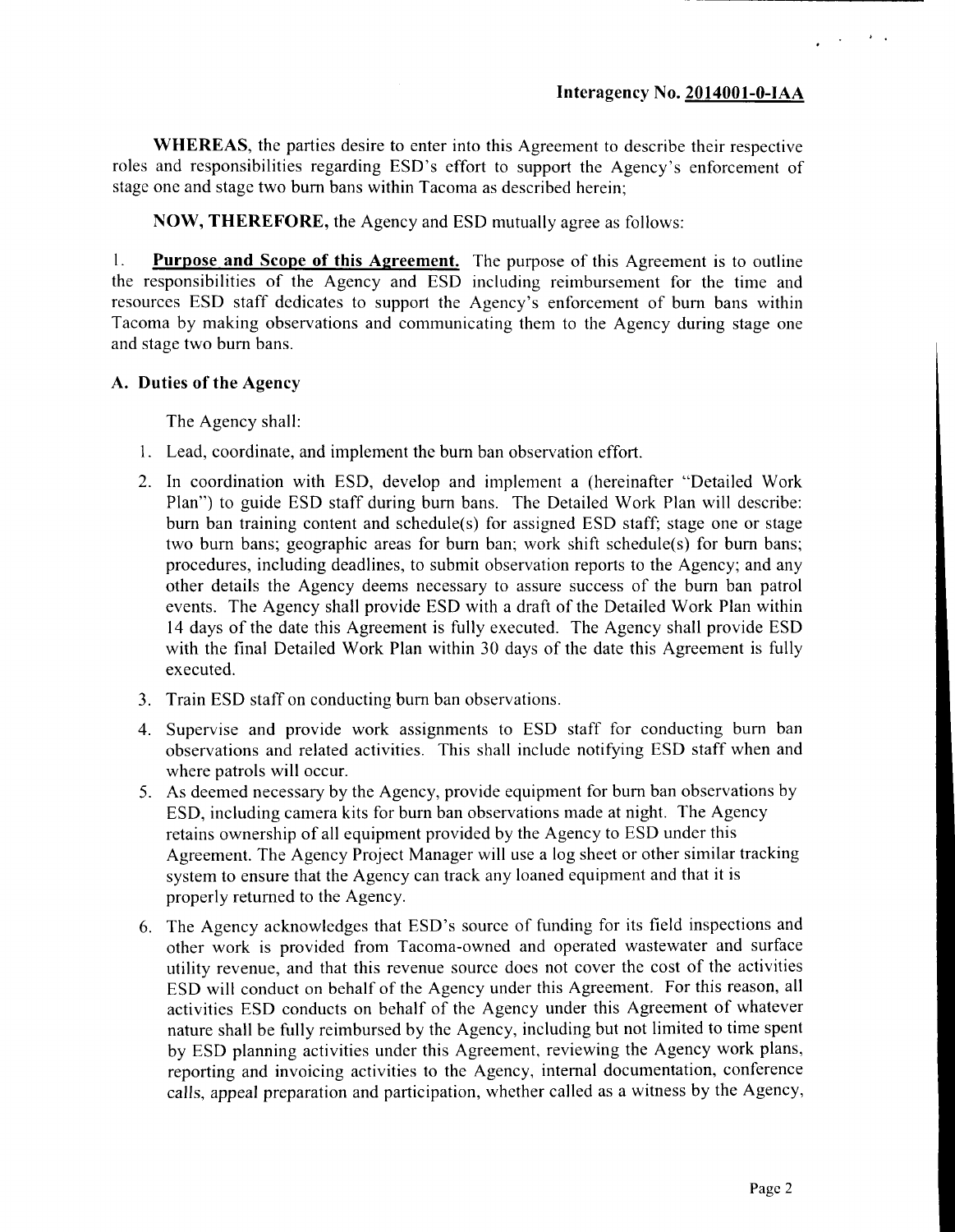**Interagency No. 2014001-0-IAA**

**WHEREAS**, the parties desire to enter into this Agreement to describe their respective roles and responsibilities regarding ESD's effort to support the Agency's enforcement of stage one and stage two burn bans within Tacoma as described herein;

**NOW, THEREFORE,** the Agency and ESD mutually agree as follows:

1. **Purpose and Scope of this Agreement.** The purpose of this Agreement is to outline the responsibilities of the Agency and ESD including reimbursement for the time and resources ESD staff dedicates to support the Agency's enforcement of burn bans within Tacoma by making observations and communicating them to the Agency during stage one and stage two burn bans.

### A. Duties of the Agency

The Agency shall:

1. Lead, coordinate, and implement the burn ban observation effort.
2. In coordination with ESD, develop and implement a (hereinafter "Detailed Work Plan") to guide ESD staff during burn bans. The Detailed Work Plan will describe: burn ban training content and schedule(s) for assigned ESD staff; stage one or stage two burn bans; geographic areas for burn ban; work shift schedule(s) for burn bans; procedures, including deadlines, to submit observation reports to the Agency; and any other details the Agency deems necessary to assure success of the burn ban patrol events. The Agency shall provide ESD with a draft of the Detailed Work Plan within 14 days of the date this Agreement is fully executed. The Agency shall provide ESD with the final Detailed Work Plan within 30 days of the date this Agreement is fully executed.
3. Train ESD staff on conducting burn ban observations.
4. Supervise and provide work assignments to ESD staff for conducting burn ban observations and related activities. This shall include notifying ESD staff when and where patrols will occur.
5. As deemed necessary by the Agency, provide equipment for burn ban observations by ESD, including camera kits for burn ban observations made at night. The Agency retains ownership of all equipment provided by the Agency to ESD under this Agreement. The Agency Project Manager will use a log sheet or other similar tracking system to ensure that the Agency can track any loaned equipment and that it is properly returned to the Agency.
6. The Agency acknowledges that ESD's source of funding for its field inspections and other work is provided from Tacoma-owned and operated wastewater and surface utility revenue, and that this revenue source does not cover the cost of the activities ESD will conduct on behalf of the Agency under this Agreement. For this reason, all activities ESD conducts on behalf of the Agency under this Agreement of whatever nature shall be fully reimbursed by the Agency, including but not limited to time spent by ESD planning activities under this Agreement, reviewing the Agency work plans, reporting and invoicing activities to the Agency, internal documentation, conference calls, appeal preparation and participation, whether called as a witness by the Agency,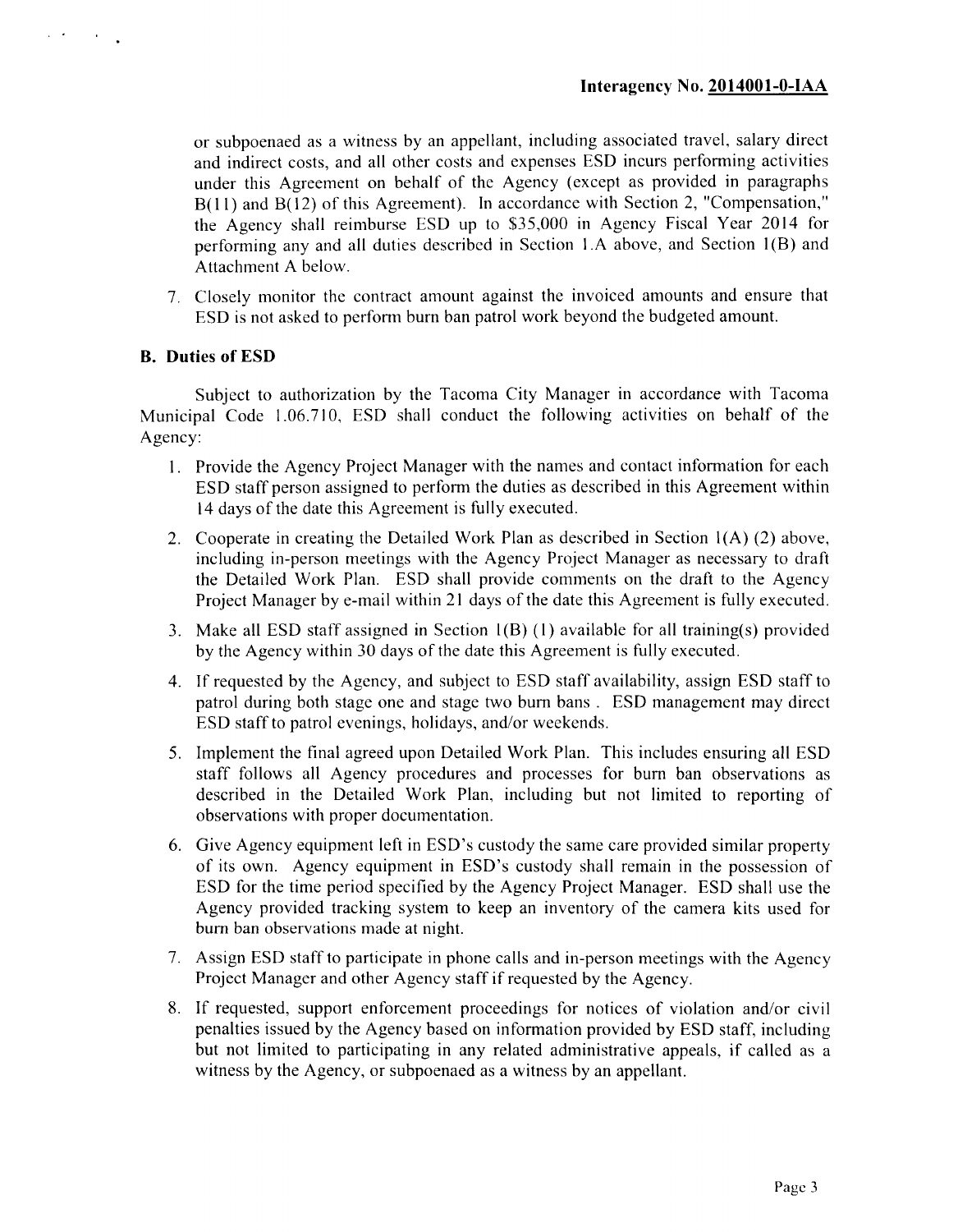or subpoenaed as a witness by an appellant, including associated travel, salary direct and indirect costs, and all other costs and expenses ESD incurs performing activities under this Agreement on behalf of the Agency (except as provided in paragraphs B(11) and B(12) of this Agreement). In accordance with Section 2, "Compensation," the Agency shall reimburse ESD up to $35,000 in Agency Fiscal Year 2014 for performing any and all duties described in Section 1.A above, and Section 1(B) and Attachment A below.

7. Closely monitor the contract amount against the invoiced amounts and ensure that ESD is not asked to perform burn ban patrol work beyond the budgeted amount.

### B. Duties of ESD

Subject to authorization by the Tacoma City Manager in accordance with Tacoma Municipal Code 1.06.710, ESD shall conduct the following activities on behalf of the Agency:

1. Provide the Agency Project Manager with the names and contact information for each ESD staff person assigned to perform the duties as described in this Agreement within 14 days of the date this Agreement is fully executed.
2. Cooperate in creating the Detailed Work Plan as described in Section 1(A) (2) above, including in-person meetings with the Agency Project Manager as necessary to draft the Detailed Work Plan. ESD shall provide comments on the draft to the Agency Project Manager by e-mail within 21 days of the date this Agreement is fully executed.
3. Make all ESD staff assigned in Section 1(B) (1) available for all training(s) provided by the Agency within 30 days of the date this Agreement is fully executed.
4. If requested by the Agency, and subject to ESD staff availability, assign ESD staff to patrol during both stage one and stage two burn bans . ESD management may direct ESD staff to patrol evenings, holidays, and/or weekends.
5. Implement the final agreed upon Detailed Work Plan. This includes ensuring all ESD staff follows all Agency procedures and processes for burn ban observations as described in the Detailed Work Plan, including but not limited to reporting of observations with proper documentation.
6. Give Agency equipment left in ESD's custody the same care provided similar property of its own. Agency equipment in ESD's custody shall remain in the possession of ESD for the time period specified by the Agency Project Manager. ESD shall use the Agency provided tracking system to keep an inventory of the camera kits used for burn ban observations made at night.
7. Assign ESD staff to participate in phone calls and in-person meetings with the Agency Project Manager and other Agency staff if requested by the Agency.
8. If requested, support enforcement proceedings for notices of violation and/or civil penalties issued by the Agency based on information provided by ESD staff, including but not limited to participating in any related administrative appeals, if called as a witness by the Agency, or subpoenaed as a witness by an appellant.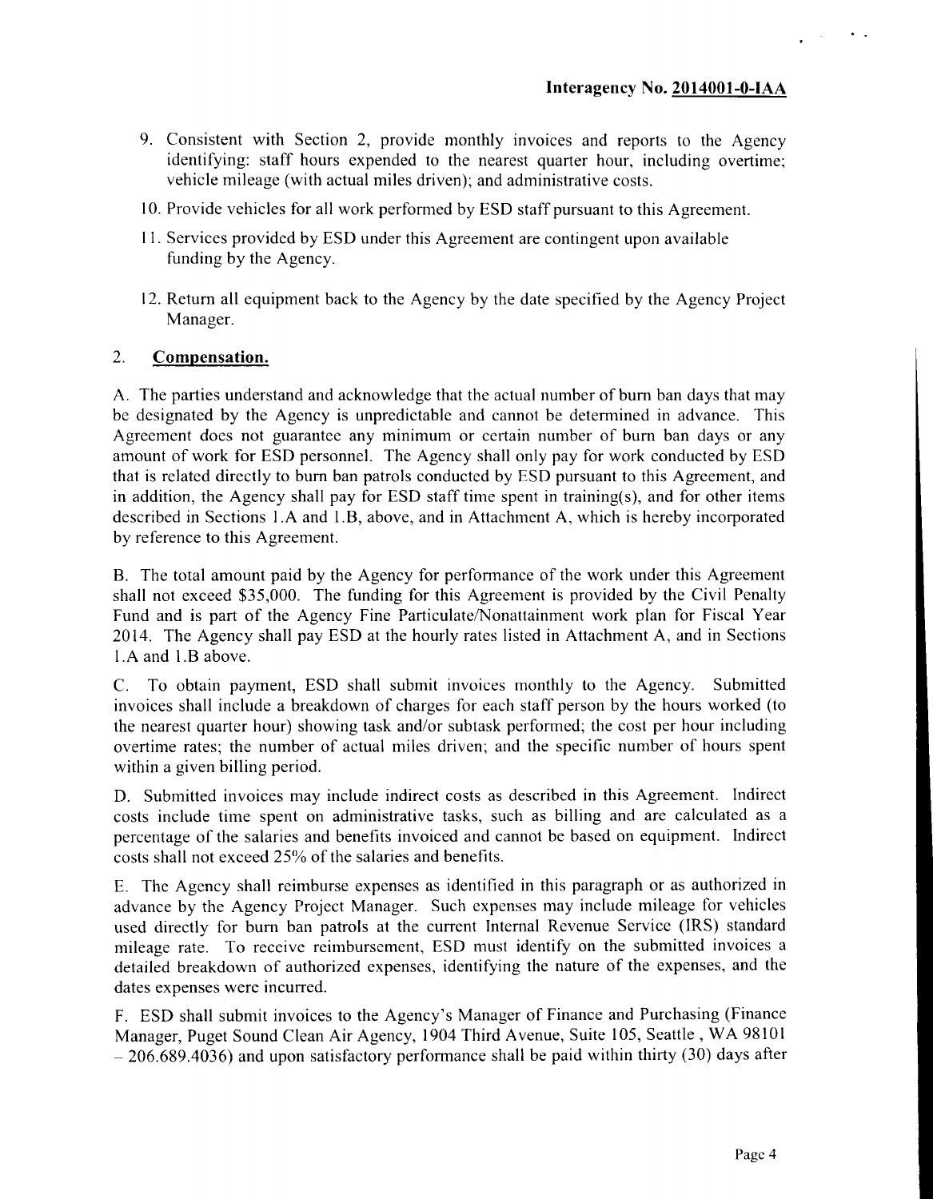9. Consistent with Section 2, provide monthly invoices and reports to the Agency identifying: staff hours expended to the nearest quarter hour, including overtime; vehicle mileage (with actual miles driven); and administrative costs.
10. Provide vehicles for all work performed by ESD staff pursuant to this Agreement.
11. Services provided by ESD under this Agreement are contingent upon available funding by the Agency.
12. Return all equipment back to the Agency by the date specified by the Agency Project Manager.

## 2. **Compensation.**

A. The parties understand and acknowledge that the actual number of burn ban days that may be designated by the Agency is unpredictable and cannot be determined in advance. This Agreement does not guarantee any minimum or certain number of burn ban days or any amount of work for ESD personnel. The Agency shall only pay for work conducted by ESD that is related directly to burn ban patrols conducted by ESD pursuant to this Agreement, and in addition, the Agency shall pay for ESD staff time spent in training(s), and for other items described in Sections 1.A and 1.B, above, and in Attachment A, which is hereby incorporated by reference to this Agreement.

B. The total amount paid by the Agency for performance of the work under this Agreement shall not exceed $35,000. The funding for this Agreement is provided by the Civil Penalty Fund and is part of the Agency Fine Particulate/Nonattainment work plan for Fiscal Year 2014. The Agency shall pay ESD at the hourly rates listed in Attachment A, and in Sections 1.A and 1.B above.

C. To obtain payment, ESD shall submit invoices monthly to the Agency. Submitted invoices shall include a breakdown of charges for each staff person by the hours worked (to the nearest quarter hour) showing task and/or subtask performed; the cost per hour including overtime rates; the number of actual miles driven; and the specific number of hours spent within a given billing period.

D. Submitted invoices may include indirect costs as described in this Agreement. Indirect costs include time spent on administrative tasks, such as billing and are calculated as a percentage of the salaries and benefits invoiced and cannot be based on equipment. Indirect costs shall not exceed 25% of the salaries and benefits.

E. The Agency shall reimburse expenses as identified in this paragraph or as authorized in advance by the Agency Project Manager. Such expenses may include mileage for vehicles used directly for burn ban patrols at the current Internal Revenue Service (IRS) standard mileage rate. To receive reimbursement, ESD must identify on the submitted invoices a detailed breakdown of authorized expenses, identifying the nature of the expenses, and the dates expenses were incurred.

F. ESD shall submit invoices to the Agency's Manager of Finance and Purchasing (Finance Manager, Puget Sound Clean Air Agency, 1904 Third Avenue, Suite 105, Seattle , WA 98101 – 206.689.4036) and upon satisfactory performance shall be paid within thirty (30) days after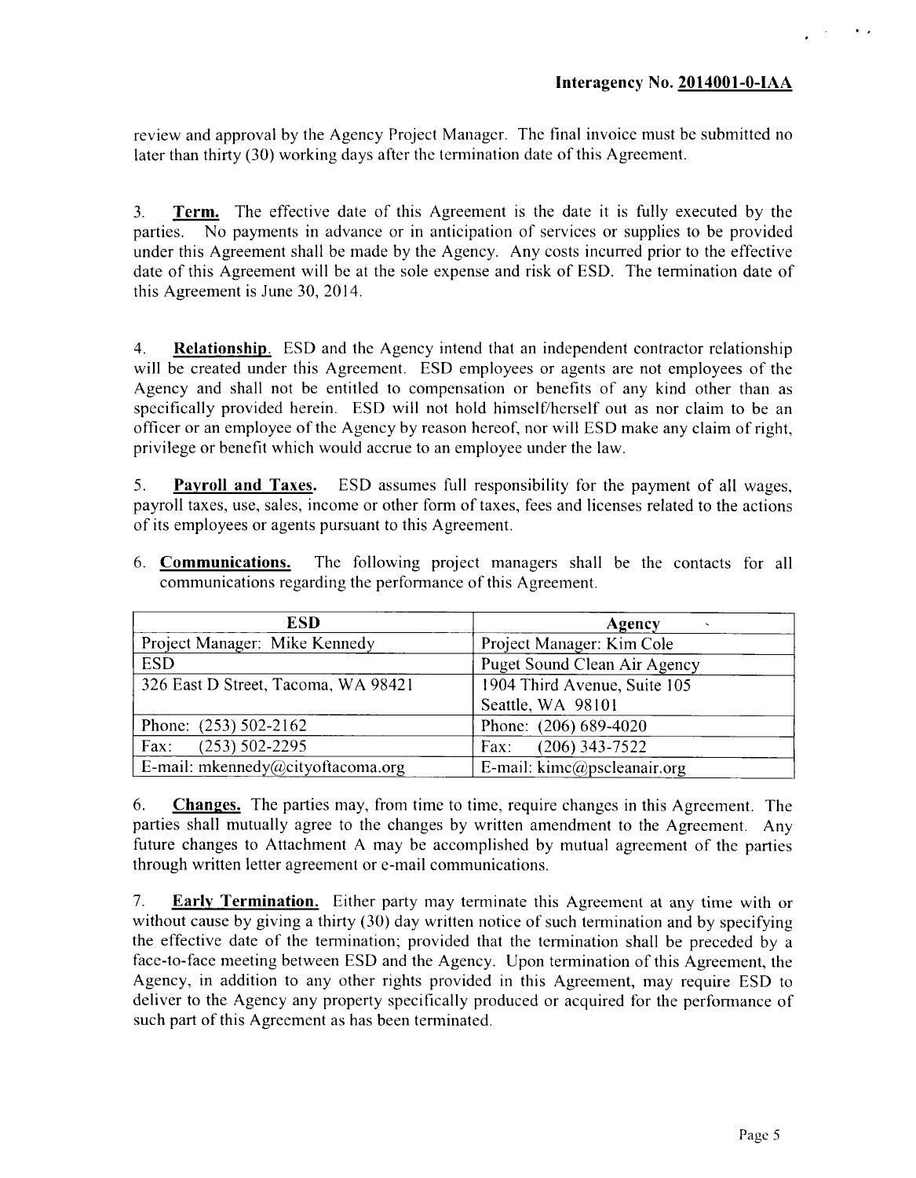review and approval by the Agency Project Manager. The final invoice must be submitted no later than thirty (30) working days after the termination date of this Agreement.

3. **Term.** The effective date of this Agreement is the date it is fully executed by the parties. No payments in advance or in anticipation of services or supplies to be provided under this Agreement shall be made by the Agency. Any costs incurred prior to the effective date of this Agreement will be at the sole expense and risk of ESD. The termination date of this Agreement is June 30, 2014.

4. **Relationship.** ESD and the Agency intend that an independent contractor relationship will be created under this Agreement. ESD employees or agents are not employees of the Agency and shall not be entitled to compensation or benefits of any kind other than as specifically provided herein. ESD will not hold himself/herself out as nor claim to be an officer or an employee of the Agency by reason hereof, nor will ESD make any claim of right, privilege or benefit which would accrue to an employee under the law.

5. **Payroll and Taxes.** ESD assumes full responsibility for the payment of all wages, payroll taxes, use, sales, income or other form of taxes, fees and licenses related to the actions of its employees or agents pursuant to this Agreement.

6. **Communications.** The following project managers shall be the contacts for all communications regarding the performance of this Agreement.

| ESD | Agency |
|---|---|
| Project Manager: Mike Kennedy | Project Manager: Kim Cole |
| ESD | Puget Sound Clean Air Agency |
| 326 East D Street, Tacoma, WA 98421 | 1904 Third Avenue, Suite 105<br>Seattle, WA 98101 |
| Phone: (253) 502-2162 | Phone: (206) 689-4020 |
| Fax: (253) 502-2295 | Fax: (206) 343-7522 |
| E-mail: mkennedy@cityoftacoma.org | E-mail: kimc@pscleanair.org |

6. **Changes.** The parties may, from time to time, require changes in this Agreement. The parties shall mutually agree to the changes by written amendment to the Agreement. Any future changes to Attachment A may be accomplished by mutual agreement of the parties through written letter agreement or e-mail communications.

7. **Early Termination.** Either party may terminate this Agreement at any time with or without cause by giving a thirty (30) day written notice of such termination and by specifying the effective date of the termination; provided that the termination shall be preceded by a face-to-face meeting between ESD and the Agency. Upon termination of this Agreement, the Agency, in addition to any other rights provided in this Agreement, may require ESD to deliver to the Agency any property specifically produced or acquired for the performance of such part of this Agreement as has been terminated.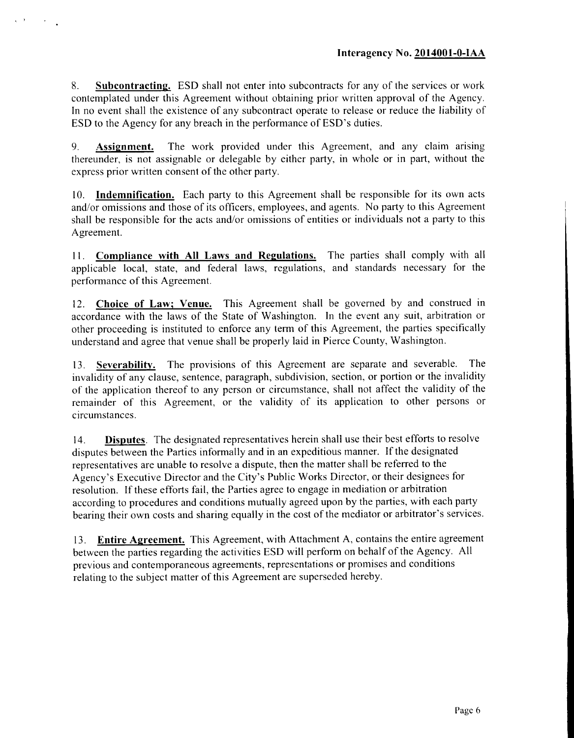Interagency No. 2014001-0-IAA

8. **Subcontracting.** ESD shall not enter into subcontracts for any of the services or work contemplated under this Agreement without obtaining prior written approval of the Agency. In no event shall the existence of any subcontract operate to release or reduce the liability of ESD to the Agency for any breach in the performance of ESD's duties.

9. **Assignment.** The work provided under this Agreement, and any claim arising thereunder, is not assignable or delegable by either party, in whole or in part, without the express prior written consent of the other party.

10. **Indemnification.** Each party to this Agreement shall be responsible for its own acts and/or omissions and those of its officers, employees, and agents. No party to this Agreement shall be responsible for the acts and/or omissions of entities or individuals not a party to this Agreement.

11. **Compliance with All Laws and Regulations.** The parties shall comply with all applicable local, state, and federal laws, regulations, and standards necessary for the performance of this Agreement.

12. **Choice of Law; Venue.** This Agreement shall be governed by and construed in accordance with the laws of the State of Washington. In the event any suit, arbitration or other proceeding is instituted to enforce any term of this Agreement, the parties specifically understand and agree that venue shall be properly laid in Pierce County, Washington.

13. **Severability.** The provisions of this Agreement are separate and severable. The invalidity of any clause, sentence, paragraph, subdivision, section, or portion or the invalidity of the application thereof to any person or circumstance, shall not affect the validity of the remainder of this Agreement, or the validity of its application to other persons or circumstances.

14. **Disputes**. The designated representatives herein shall use their best efforts to resolve disputes between the Parties informally and in an expeditious manner. If the designated representatives are unable to resolve a dispute, then the matter shall be referred to the Agency's Executive Director and the City's Public Works Director, or their designees for resolution. If these efforts fail, the Parties agree to engage in mediation or arbitration according to procedures and conditions mutually agreed upon by the parties, with each party bearing their own costs and sharing equally in the cost of the mediator or arbitrator's services.

13. **Entire Agreement.** This Agreement, with Attachment A, contains the entire agreement between the parties regarding the activities ESD will perform on behalf of the Agency. All previous and contemporaneous agreements, representations or promises and conditions relating to the subject matter of this Agreement are superseded hereby.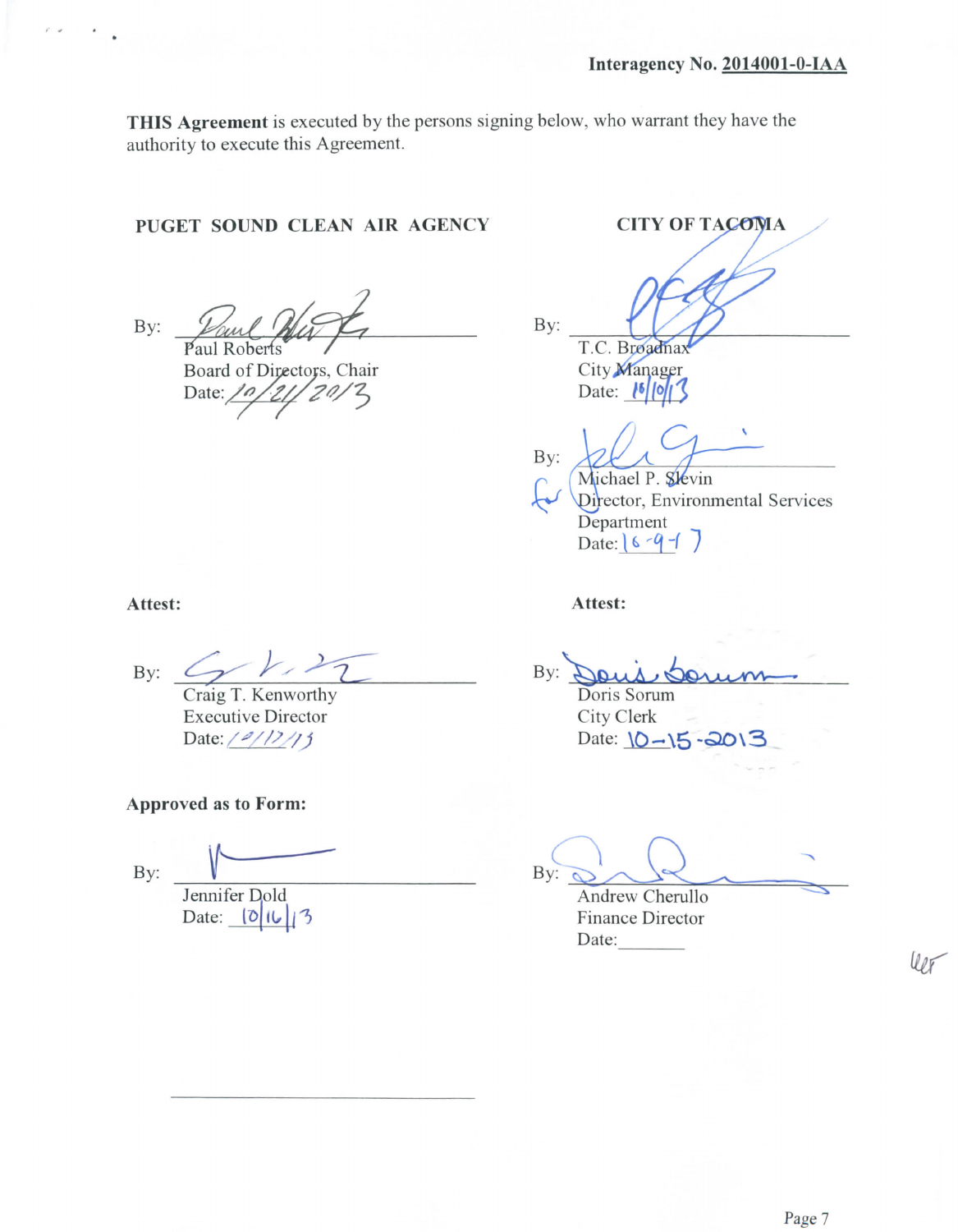**Interagency No. 2014001-0-IAA**

**THIS Agreement** is executed by the persons signing below, who warrant they have the authority to execute this Agreement.

| **PUGET SOUND CLEAN AIR AGENCY** | **CITY OF TACOMA** |
|---|---|
| By: ______________________ | By: ______________________ |
| Paul Roberts | T.C. Broadnax |
| Board of Directors, Chair | City Manager |
| Date: 10/21/2013 | Date: 10/10/13 |
| | By: ______________________ |
| | for Michael P. Slevin |
| | Director, Environmental Services Department |
| | Date: 10-9-13 |

| **Attest:** | **Attest:** |
|---|---|
| By: ______________________ | By: Doris Sorum |
| Craig T. Kenworthy | Doris Sorum |
| Executive Director | City Clerk |
| Date: 10/17/13 | Date: 10-15-2013 |

**Approved as to Form:**

| | |
|---|---|
| By: ______________________ | By: ______________________ |
| Jennifer Dold | Andrew Cherullo |
| Date: 10/16/13 | Finance Director |
| | Date:_______ |

______________________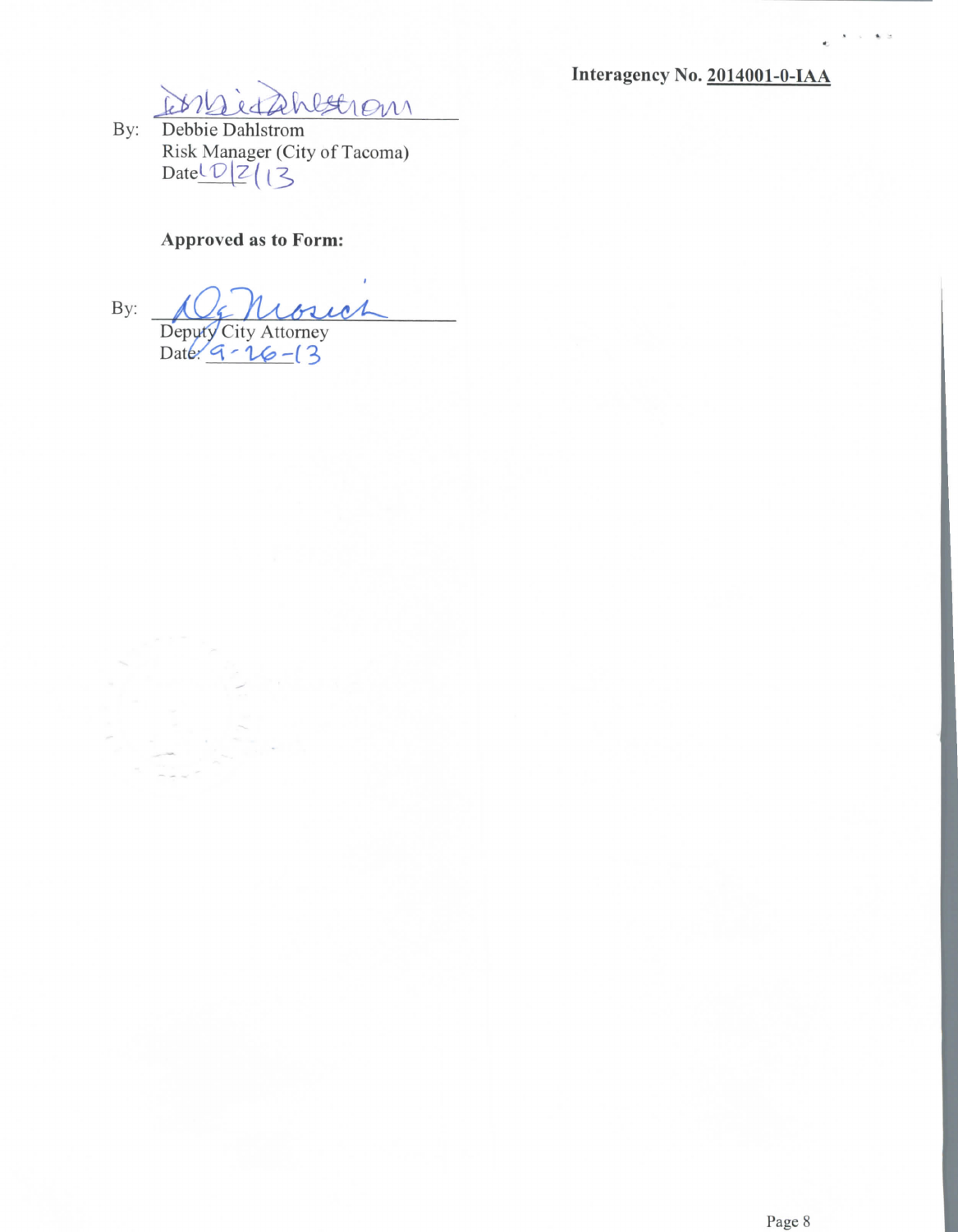Interagency No. 2014001-0-IAA

By: Debbie Dahlstrom
Risk Manager (City of Tacoma)
Date 10/2/13

**Approved as to Form:**

By:
Deputy City Attorney
Date: 9-26-13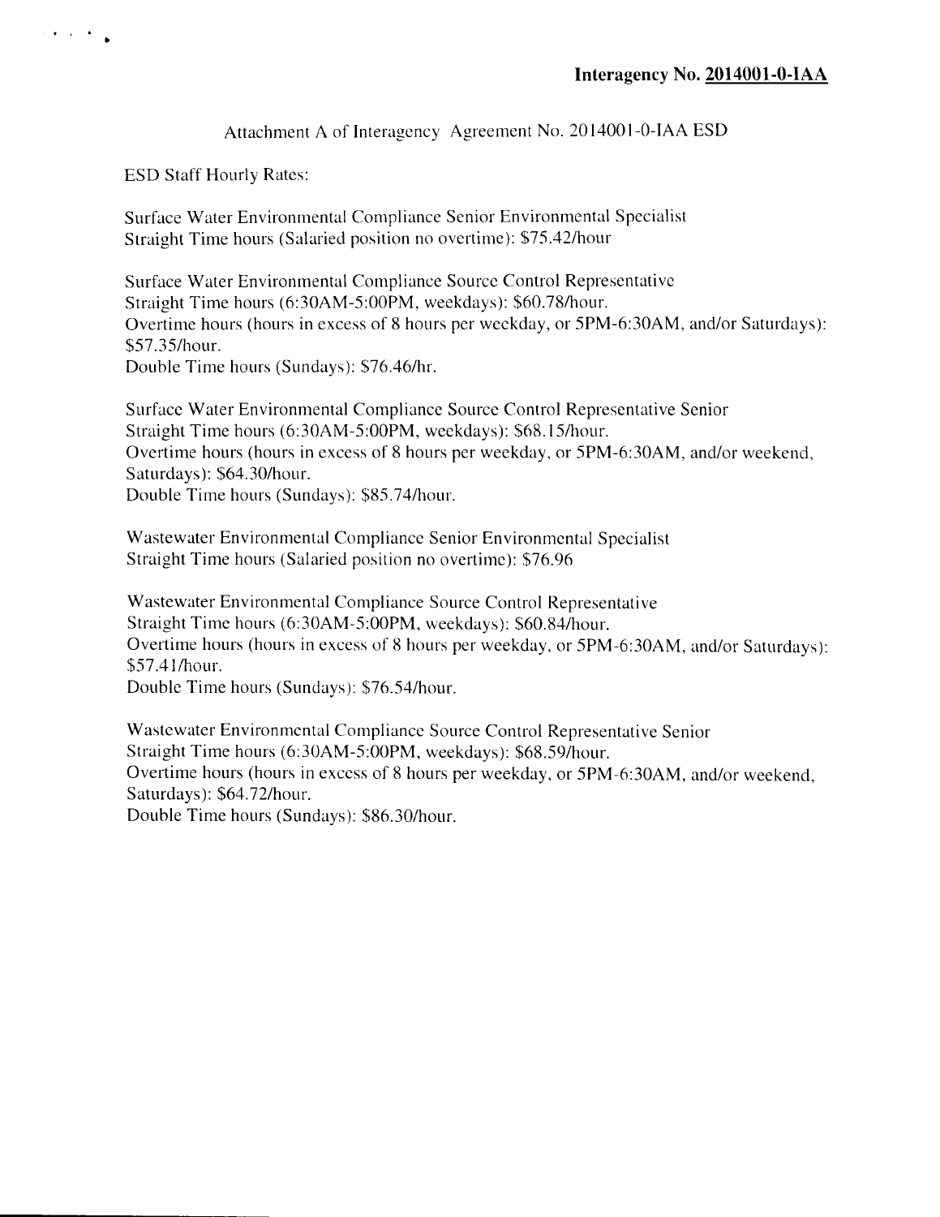**Interagency No. 2014001-0-IAA**

Attachment A of Interagency Agreement No. 2014001-0-IAA ESD

ESD Staff Hourly Rates:

Surface Water Environmental Compliance Senior Environmental Specialist
Straight Time hours (Salaried position no overtime): $75.42/hour

Surface Water Environmental Compliance Source Control Representative
Straight Time hours (6:30AM-5:00PM, weekdays): $60.78/hour.
Overtime hours (hours in excess of 8 hours per weekday, or 5PM-6:30AM, and/or Saturdays): $57.35/hour.
Double Time hours (Sundays): $76.46/hr.

Surface Water Environmental Compliance Source Control Representative Senior
Straight Time hours (6:30AM-5:00PM, weekdays): $68.15/hour.
Overtime hours (hours in excess of 8 hours per weekday, or 5PM-6:30AM, and/or weekend, Saturdays): $64.30/hour.
Double Time hours (Sundays): $85.74/hour.

Wastewater Environmental Compliance Senior Environmental Specialist
Straight Time hours (Salaried position no overtime): $76.96

Wastewater Environmental Compliance Source Control Representative
Straight Time hours (6:30AM-5:00PM, weekdays): $60.84/hour.
Overtime hours (hours in excess of 8 hours per weekday, or 5PM-6:30AM, and/or Saturdays): $57.41/hour.
Double Time hours (Sundays): $76.54/hour.

Wastewater Environmental Compliance Source Control Representative Senior
Straight Time hours (6:30AM-5:00PM, weekdays): $68.59/hour.
Overtime hours (hours in excess of 8 hours per weekday, or 5PM-6:30AM, and/or weekend, Saturdays): $64.72/hour.
Double Time hours (Sundays): $86.30/hour.